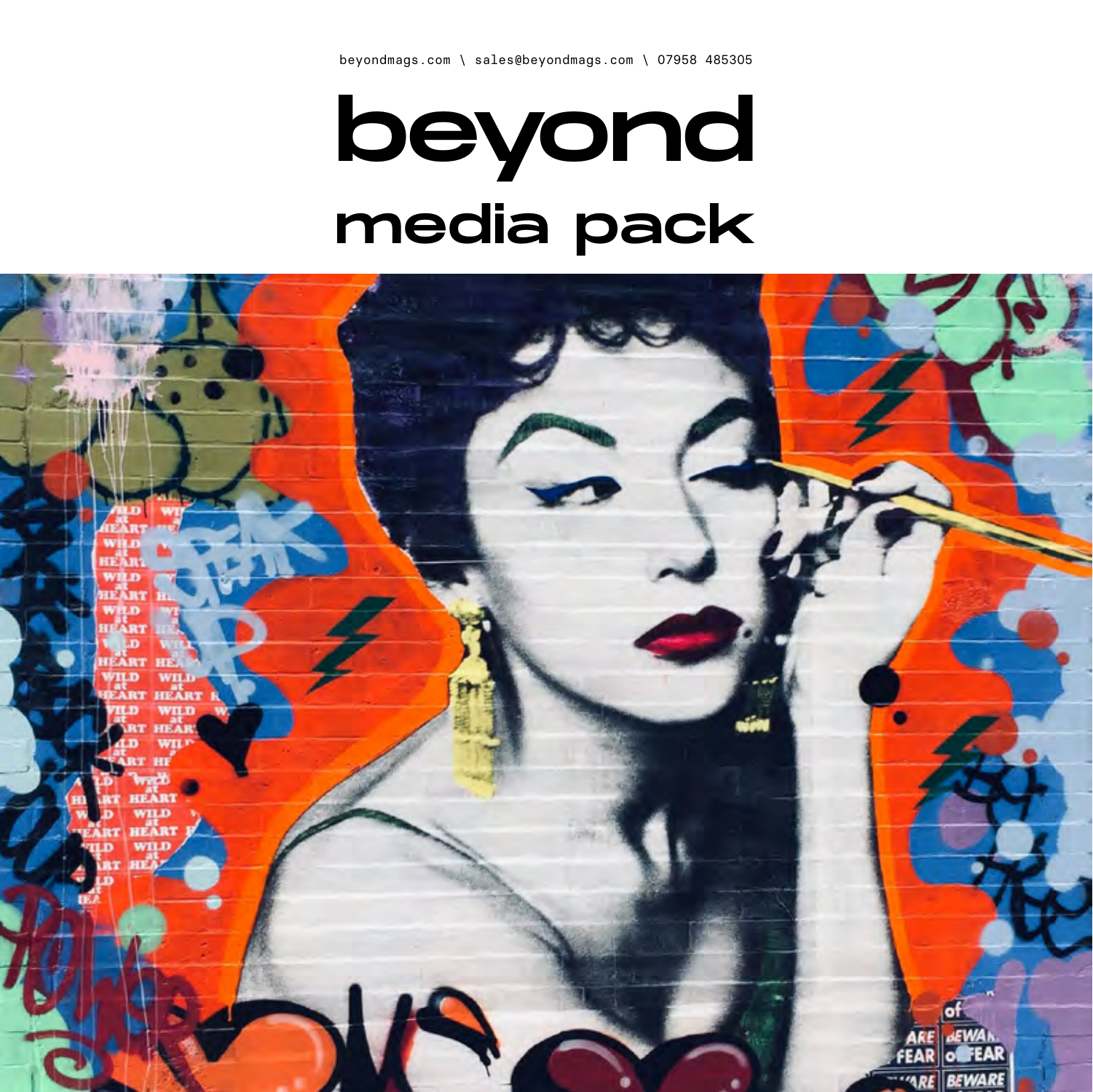beyondmags.com \ sales@beyondmags.com \ 07958 485305

# beyond

## media pack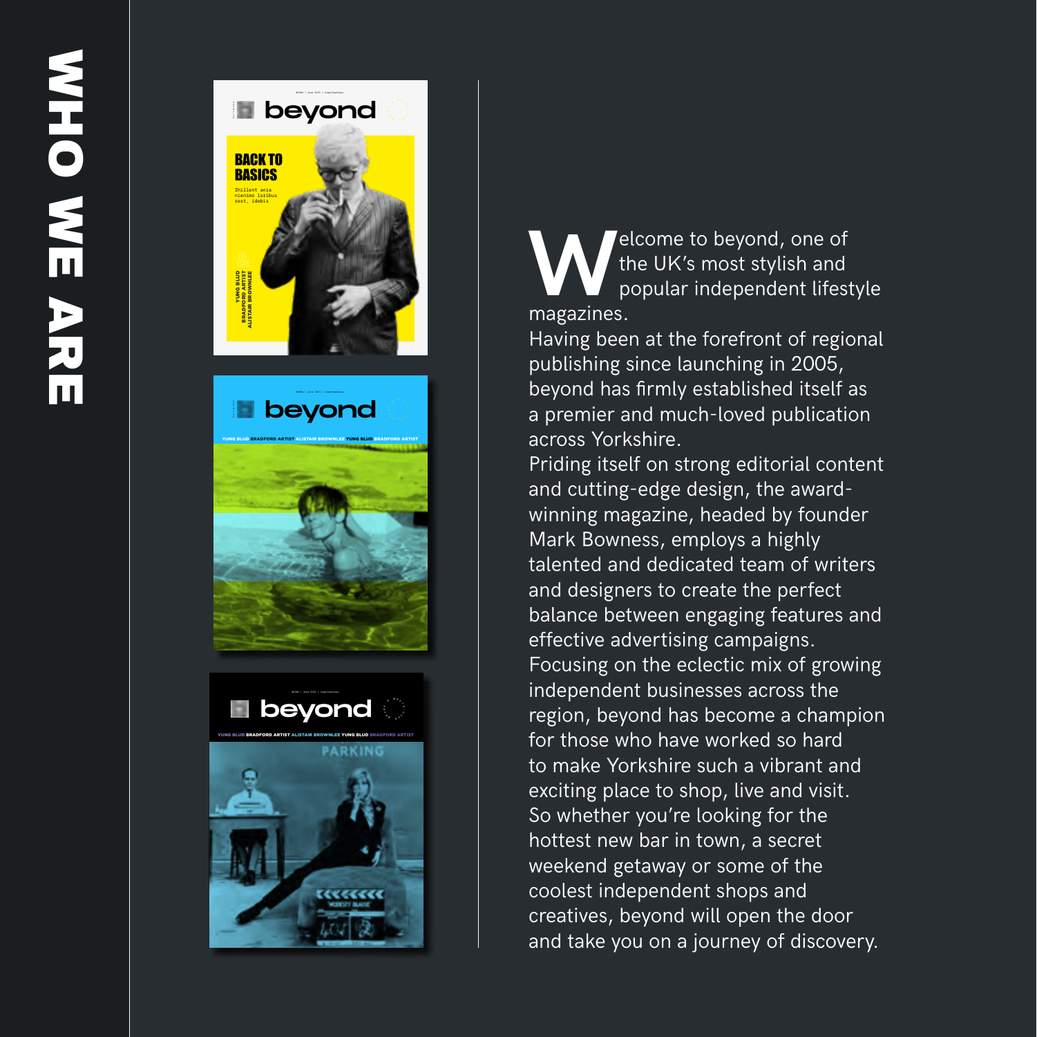# WHO WE ARE

Welcome to beyond, one of the UK's most stylish and popular independent lifestyle magazines.

Having been at the forefront of regional publishing since launching in 2005, beyond has firmly established itself as a premier and much-loved publication across Yorkshire.

Priding itself on strong editorial content and cutting-edge design, the award-winning magazine, headed by founder Mark Bowness, employs a highly talented and dedicated team of writers and designers to create the perfect balance between engaging features and effective advertising campaigns.

Focusing on the eclectic mix of growing independent businesses across the region, beyond has become a champion for those who have worked so hard to make Yorkshire such a vibrant and exciting place to shop, live and visit.

So whether you're looking for the hottest new bar in town, a secret weekend getaway or some of the coolest independent shops and creatives, beyond will open the door and take you on a journey of discovery.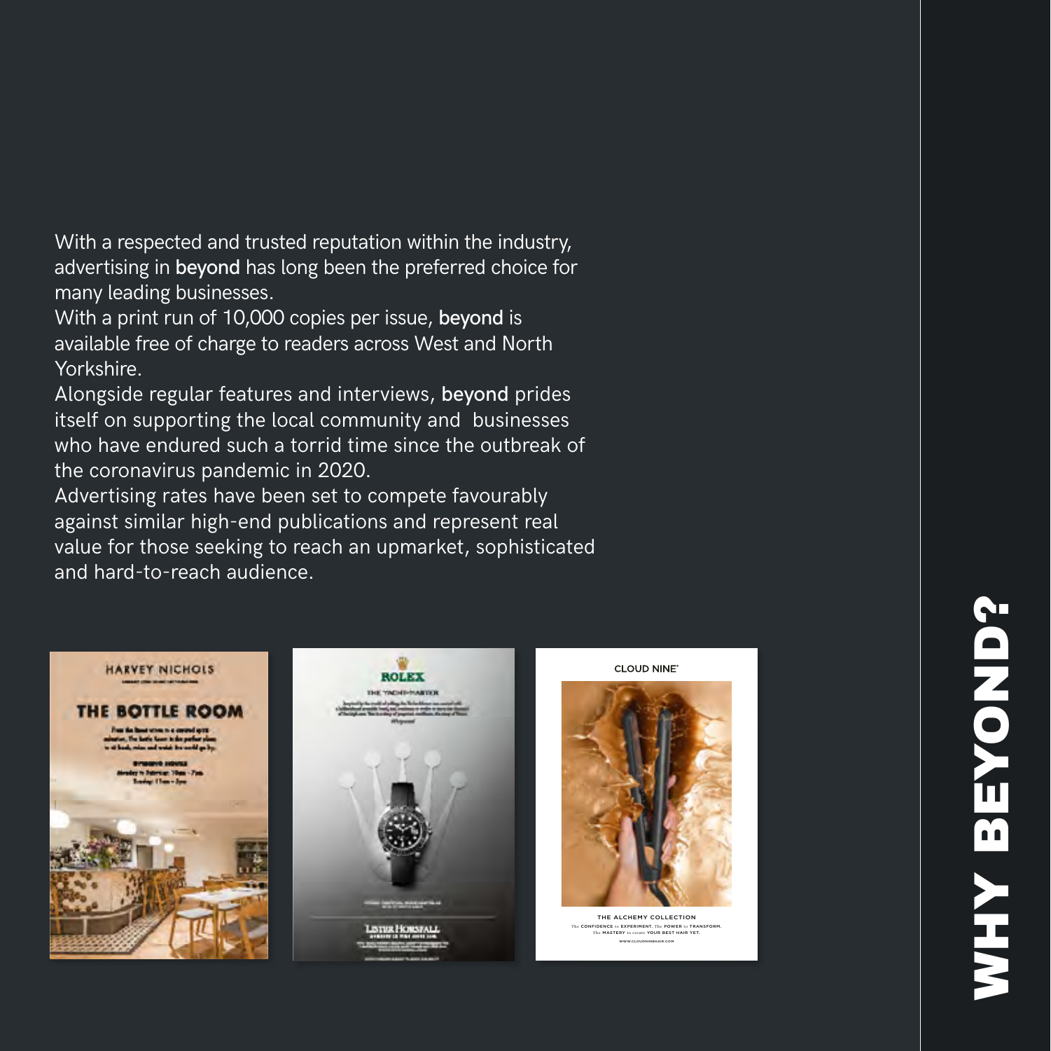# WHY BEYOND?

With a respected and trusted reputation within the industry, advertising in **beyond** has long been the preferred choice for many leading businesses.

With a print run of 10,000 copies per issue, **beyond** is available free of charge to readers across West and North Yorkshire.

Alongside regular features and interviews, **beyond** prides itself on supporting the local community and businesses who have endured such a torrid time since the outbreak of the coronavirus pandemic in 2020.

Advertising rates have been set to compete favourably against similar high-end publications and represent real value for those seeking to reach an upmarket, sophisticated and hard-to-reach audience.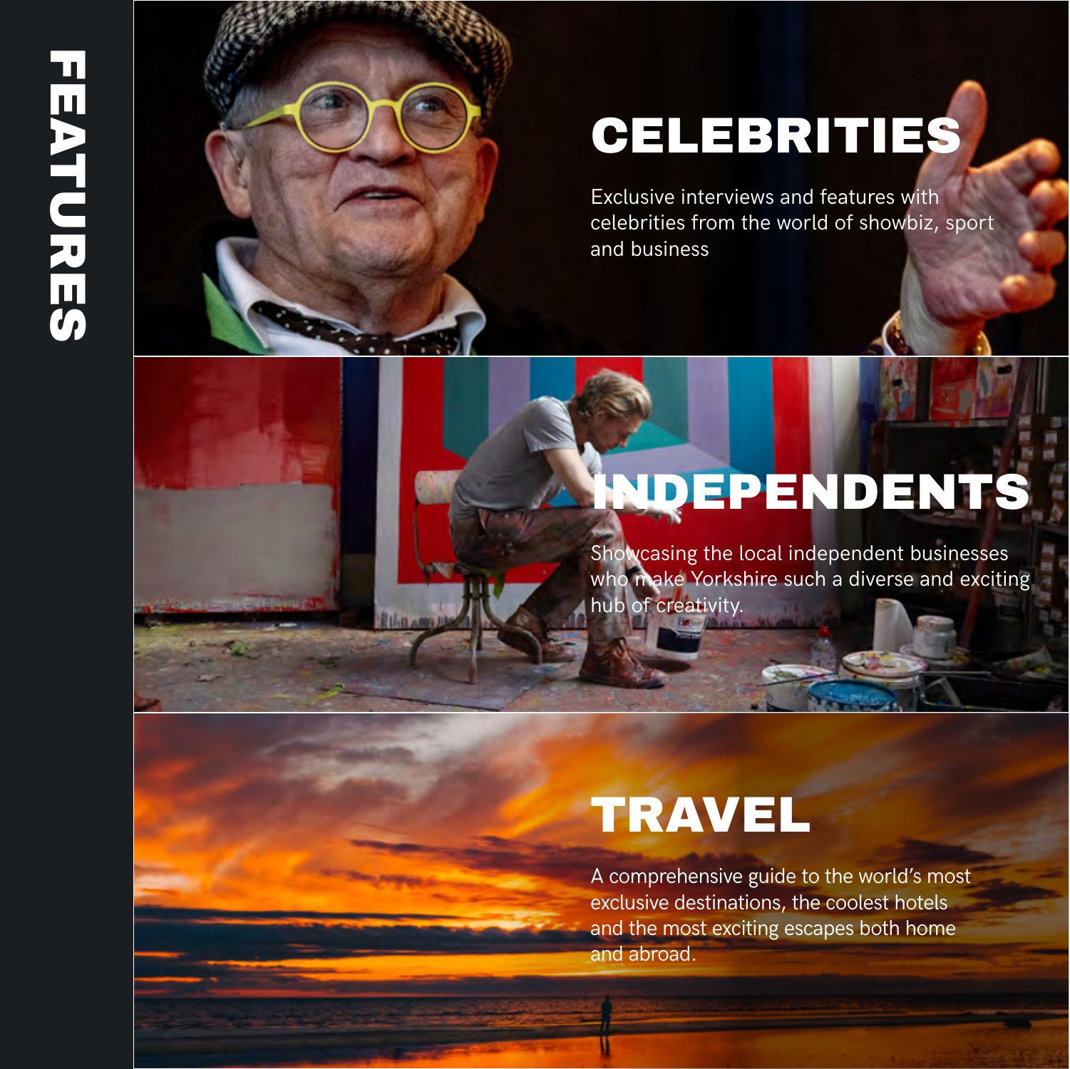# FEATURES

## CELEBRITIES

Exclusive interviews and features with celebrities from the world of showbiz, sport and business

## INDEPENDENTS

Showcasing the local independent businesses who make Yorkshire such a diverse and exciting hub of creativity.

## TRAVEL

A comprehensive guide to the world's most exclusive destinations, the coolest hotels and the most exciting escapes both home and abroad.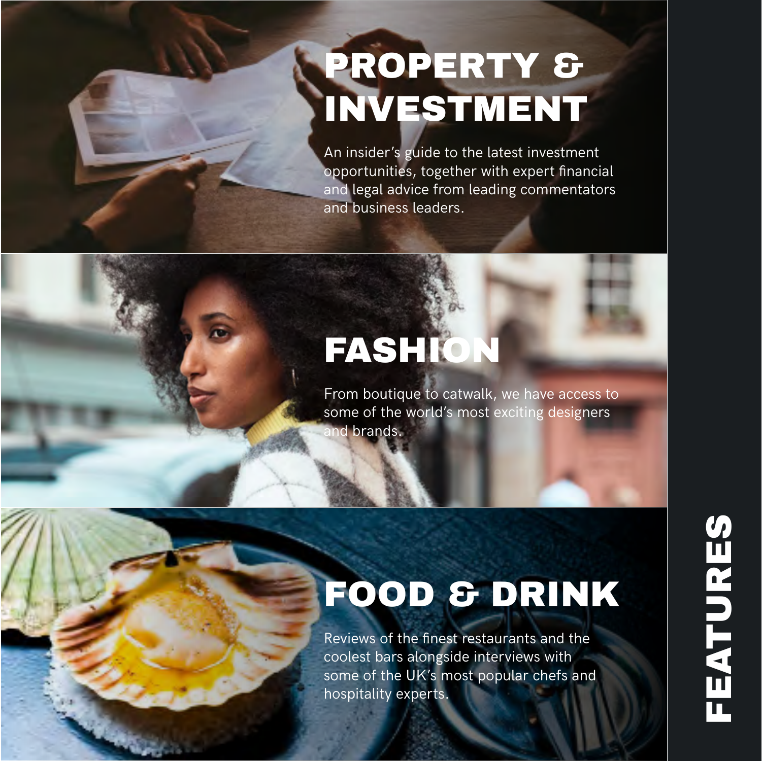# FEATURES

## PROPERTY & INVESTMENT

An insider's guide to the latest investment opportunities, together with expert financial and legal advice from leading commentators and business leaders.

## FASHION

From boutique to catwalk, we have access to some of the world's most exciting designers and brands.

## FOOD & DRINK

Reviews of the finest restaurants and the coolest bars alongside interviews with some of the UK's most popular chefs and hospitality experts.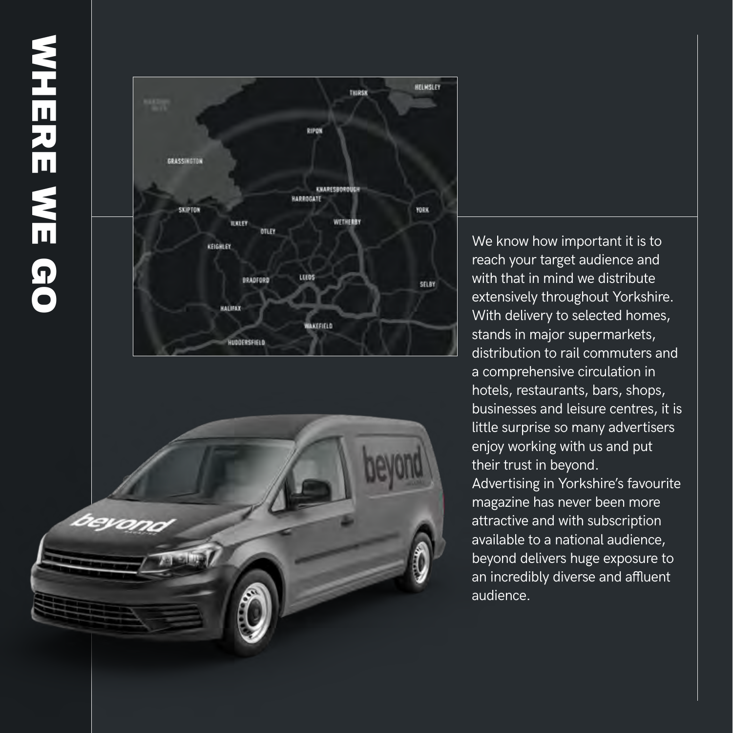# WHERE WE GO

We know how important it is to reach your target audience and with that in mind we distribute extensively throughout Yorkshire. With delivery to selected homes, stands in major supermarkets, distribution to rail commuters and a comprehensive circulation in hotels, restaurants, bars, shops, businesses and leisure centres, it is little surprise so many advertisers enjoy working with us and put their trust in beyond.
Advertising in Yorkshire's favourite magazine has never been more attractive and with subscription available to a national audience, beyond delivers huge exposure to an incredibly diverse and affluent audience.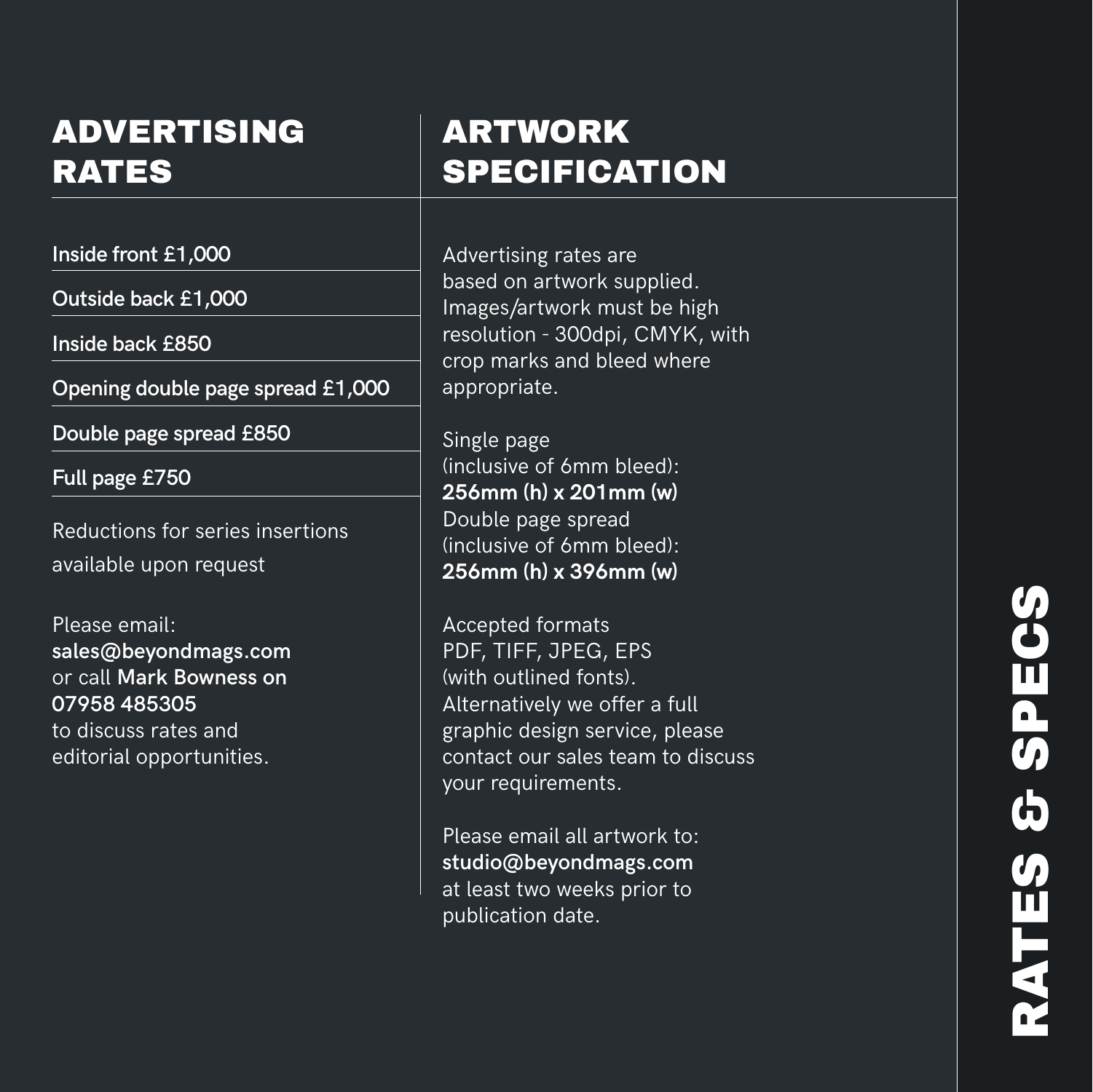# RATES & SPECS

## ADVERTISING RATES

**Inside front £1,000**

**Outside back £1,000**

**Inside back £850**

**Opening double page spread £1,000**

**Double page spread £850**

**Full page £750**

Reductions for series insertions available upon request

Please email:
**sales@beyondmags.com**
or call **Mark Bowness on 07958 485305**
to discuss rates and editorial opportunities.

## ARTWORK SPECIFICATION

Advertising rates are based on artwork supplied. Images/artwork must be high resolution - 300dpi, CMYK, with crop marks and bleed where appropriate.

Single page
(inclusive of 6mm bleed):
**256mm (h) x 201mm (w)**
Double page spread
(inclusive of 6mm bleed):
**256mm (h) x 396mm (w)**

Accepted formats
PDF, TIFF, JPEG, EPS
(with outlined fonts).
Alternatively we offer a full graphic design service, please contact our sales team to discuss your requirements.

Please email all artwork to:
**studio@beyondmags.com**
at least two weeks prior to publication date.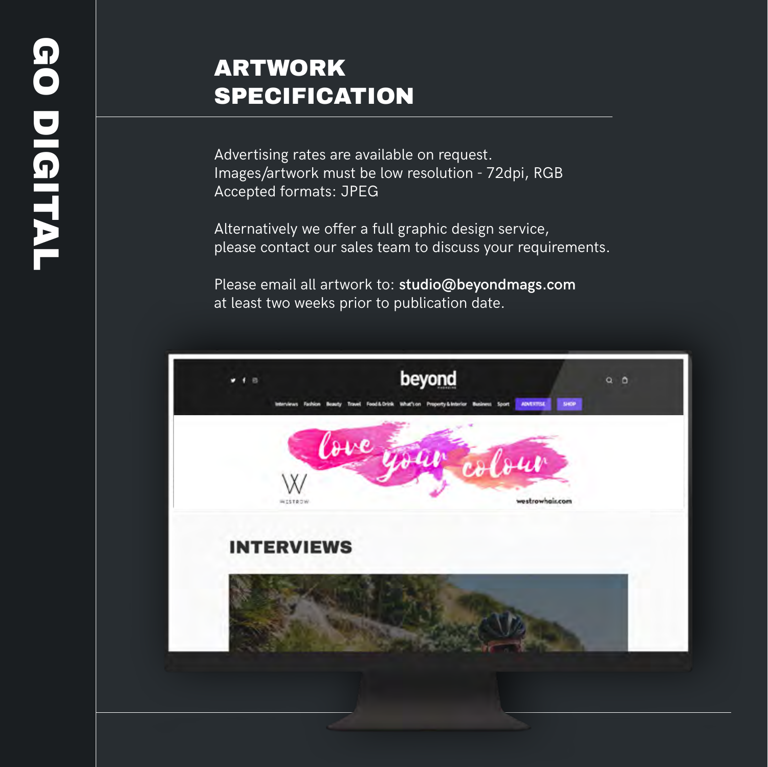GO DIGITAL

# ARTWORK SPECIFICATION

Advertising rates are available on request.
Images/artwork must be low resolution - 72dpi, RGB
Accepted formats: JPEG

Alternatively we offer a full graphic design service, please contact our sales team to discuss your requirements.

Please email all artwork to: **studio@beyondmags.com** at least two weeks prior to publication date.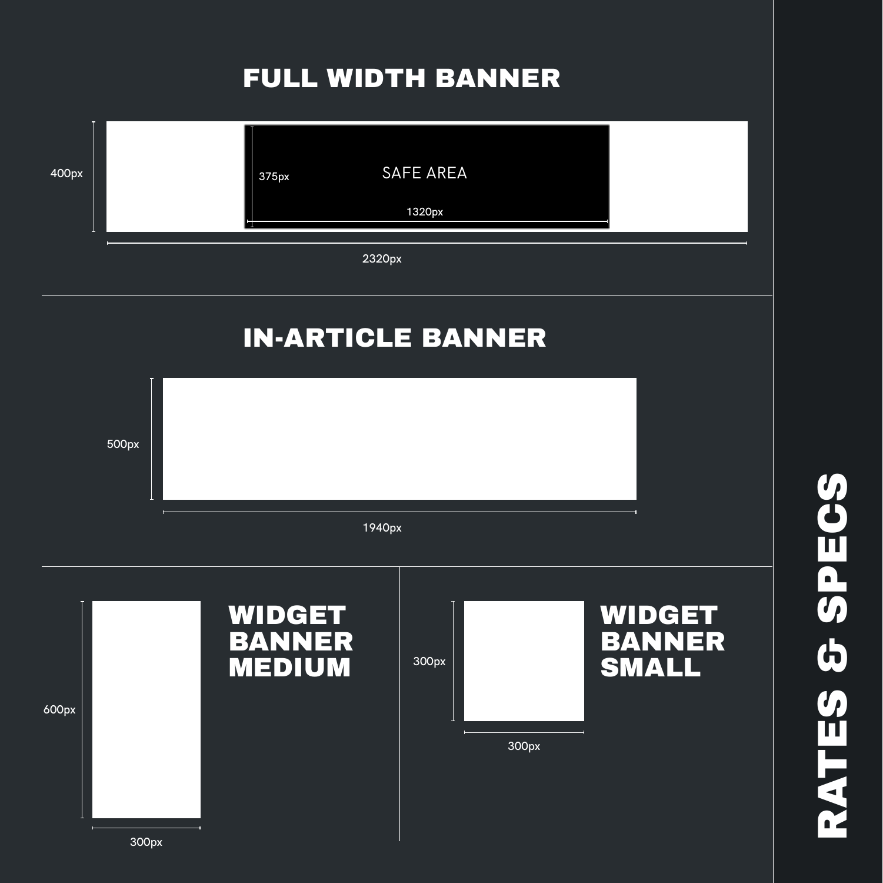# RATES & SPECS

## FULL WIDTH BANNER

400px

SAFE AREA

375px

1320px

2320px

## IN-ARTICLE BANNER

500px

1940px

## WIDGET BANNER MEDIUM

600px

300px

## WIDGET BANNER SMALL

300px

300px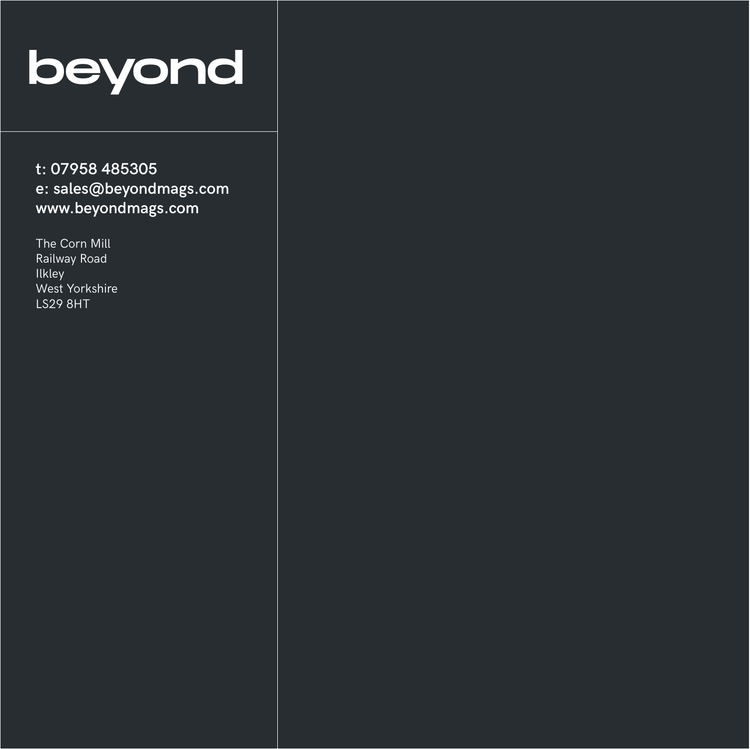# beyond

t: 07958 485305
e: sales@beyondmags.com
www.beyondmags.com

The Corn Mill
Railway Road
Ilkley
West Yorkshire
LS29 8HT